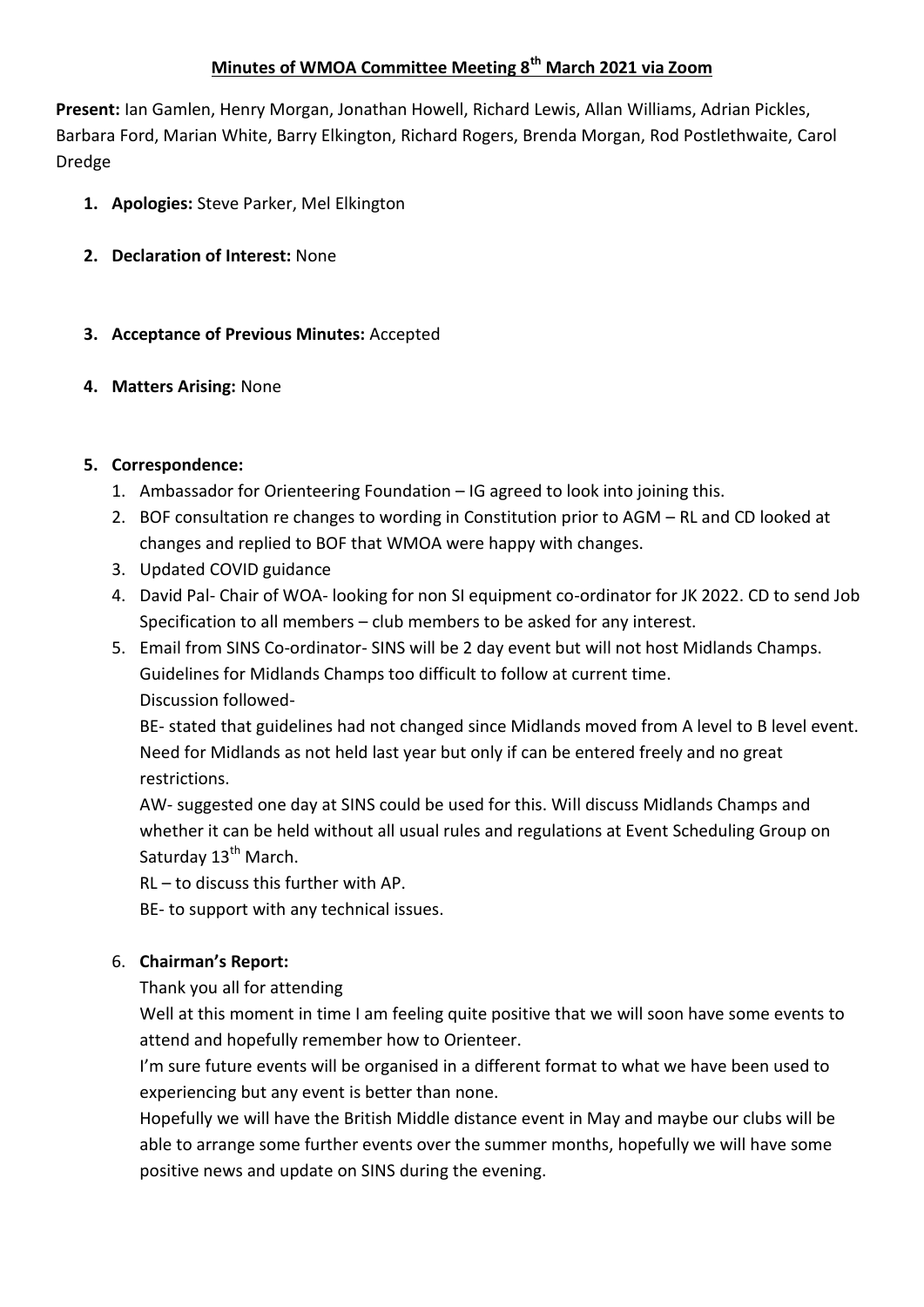# Minutes of WMOA Committee Meeting 8th March 2021 via Zoom

**Present:** Ian Gamlen, Henry Morgan, Jonathan Howell, Richard Lewis, Allan Williams, Adrian Pickles, Barbara Ford, Marian White, Barry Elkington, Richard Rogers, Brenda Morgan, Rod Postlethwaite, Carol Dredge

1. **Apologies:** Steve Parker, Mel Elkington
2. **Declaration of Interest:** None
3. **Acceptance of Previous Minutes:** Accepted
4. **Matters Arising:** None
5. **Correspondence:**
   1. Ambassador for Orienteering Foundation – IG agreed to look into joining this.
   2. BOF consultation re changes to wording in Constitution prior to AGM – RL and CD looked at changes and replied to BOF that WMOA were happy with changes.
   3. Updated COVID guidance
   4. David Pal- Chair of WOA- looking for non SI equipment co-ordinator for JK 2022. CD to send Job Specification to all members – club members to be asked for any interest.
   5. Email from SINS Co-ordinator- SINS will be 2 day event but will not host Midlands Champs. Guidelines for Midlands Champs too difficult to follow at current time.

      Discussion followed-

      BE- stated that guidelines had not changed since Midlands moved from A level to B level event. Need for Midlands as not held last year but only if can be entered freely and no great restrictions.

      AW- suggested one day at SINS could be used for this. Will discuss Midlands Champs and whether it can be held without all usual rules and regulations at Event Scheduling Group on Saturday 13th March.

      RL – to discuss this further with AP.

      BE- to support with any technical issues.

6. **Chairman's Report:**

   Thank you all for attending

   Well at this moment in time I am feeling quite positive that we will soon have some events to attend and hopefully remember how to Orienteer.

   I'm sure future events will be organised in a different format to what we have been used to experiencing but any event is better than none.

   Hopefully we will have the British Middle distance event in May and maybe our clubs will be able to arrange some further events over the summer months, hopefully we will have some positive news and update on SINS during the evening.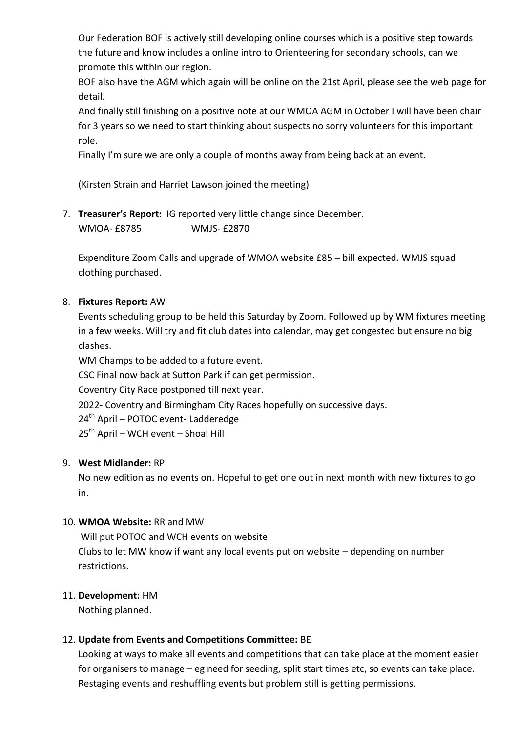Our Federation BOF is actively still developing online courses which is a positive step towards the future and know includes a online intro to Orienteering for secondary schools, can we promote this within our region.

BOF also have the AGM which again will be online on the 21st April, please see the web page for detail.

And finally still finishing on a positive note at our WMOA AGM in October I will have been chair for 3 years so we need to start thinking about suspects no sorry volunteers for this important role.

Finally I'm sure we are only a couple of months away from being back at an event.

(Kirsten Strain and Harriet Lawson joined the meeting)

7. **Treasurer's Report:** IG reported very little change since December.

   WMOA- £8785 WMJS- £2870

   Expenditure Zoom Calls and upgrade of WMOA website £85 – bill expected. WMJS squad clothing purchased.

8. **Fixtures Report:** AW

   Events scheduling group to be held this Saturday by Zoom. Followed up by WM fixtures meeting in a few weeks. Will try and fit club dates into calendar, may get congested but ensure no big clashes.

   WM Champs to be added to a future event.

   CSC Final now back at Sutton Park if can get permission.

   Coventry City Race postponed till next year.

   2022- Coventry and Birmingham City Races hopefully on successive days.

   24th April – POTOC event- Ladderedge

   25th April – WCH event – Shoal Hill

9. **West Midlander:** RP

   No new edition as no events on. Hopeful to get one out in next month with new fixtures to go in.

10. **WMOA Website:** RR and MW

    Will put POTOC and WCH events on website.

    Clubs to let MW know if want any local events put on website – depending on number restrictions.

11. **Development:** HM

    Nothing planned.

12. **Update from Events and Competitions Committee:** BE

    Looking at ways to make all events and competitions that can take place at the moment easier for organisers to manage – eg need for seeding, split start times etc, so events can take place. Restaging events and reshuffling events but problem still is getting permissions.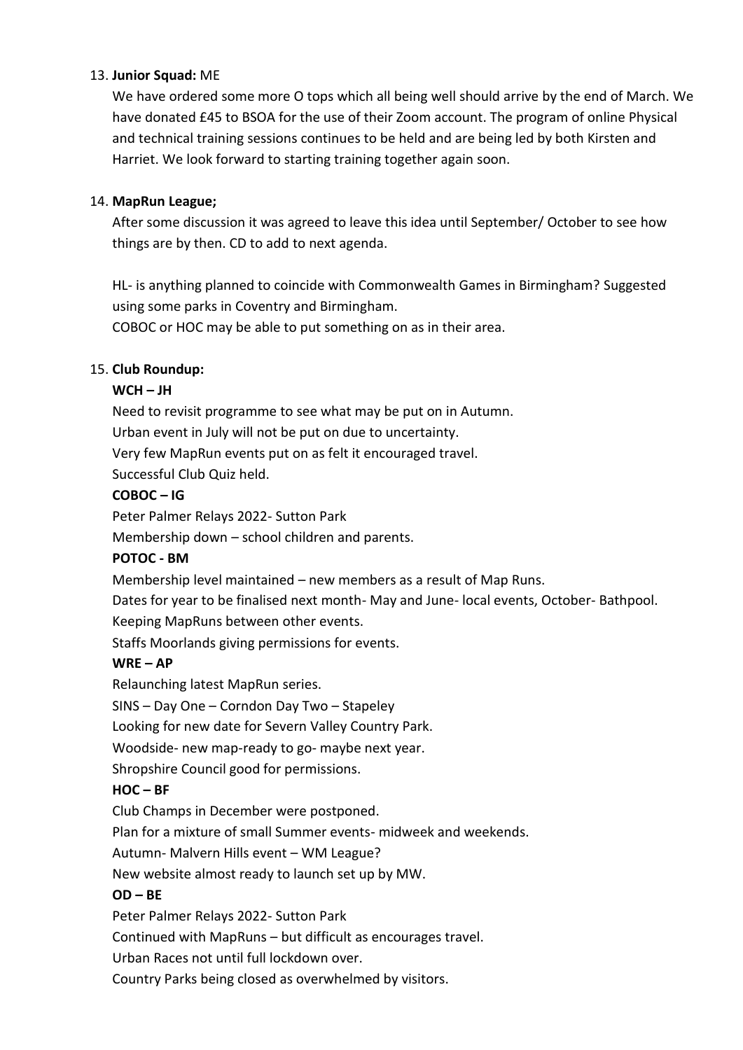13. **Junior Squad:** ME

    We have ordered some more O tops which all being well should arrive by the end of March. We have donated £45 to BSOA for the use of their Zoom account. The program of online Physical and technical training sessions continues to be held and are being led by both Kirsten and Harriet. We look forward to starting training together again soon.

14. **MapRun League;**

    After some discussion it was agreed to leave this idea until September/ October to see how things are by then. CD to add to next agenda.

    HL- is anything planned to coincide with Commonwealth Games in Birmingham? Suggested using some parks in Coventry and Birmingham.
    COBOC or HOC may be able to put something on as in their area.

15. **Club Roundup:**

    **WCH – JH**
    Need to revisit programme to see what may be put on in Autumn.
    Urban event in July will not be put on due to uncertainty.
    Very few MapRun events put on as felt it encouraged travel.
    Successful Club Quiz held.

    **COBOC – IG**
    Peter Palmer Relays 2022- Sutton Park
    Membership down – school children and parents.

    **POTOC - BM**
    Membership level maintained – new members as a result of Map Runs.
    Dates for year to be finalised next month- May and June- local events, October- Bathpool.
    Keeping MapRuns between other events.
    Staffs Moorlands giving permissions for events.

    **WRE – AP**
    Relaunching latest MapRun series.
    SINS – Day One – Corndon Day Two – Stapeley
    Looking for new date for Severn Valley Country Park.
    Woodside- new map-ready to go- maybe next year.
    Shropshire Council good for permissions.

    **HOC – BF**
    Club Champs in December were postponed.
    Plan for a mixture of small Summer events- midweek and weekends.
    Autumn- Malvern Hills event – WM League?
    New website almost ready to launch set up by MW.

    **OD – BE**
    Peter Palmer Relays 2022- Sutton Park
    Continued with MapRuns – but difficult as encourages travel.
    Urban Races not until full lockdown over.
    Country Parks being closed as overwhelmed by visitors.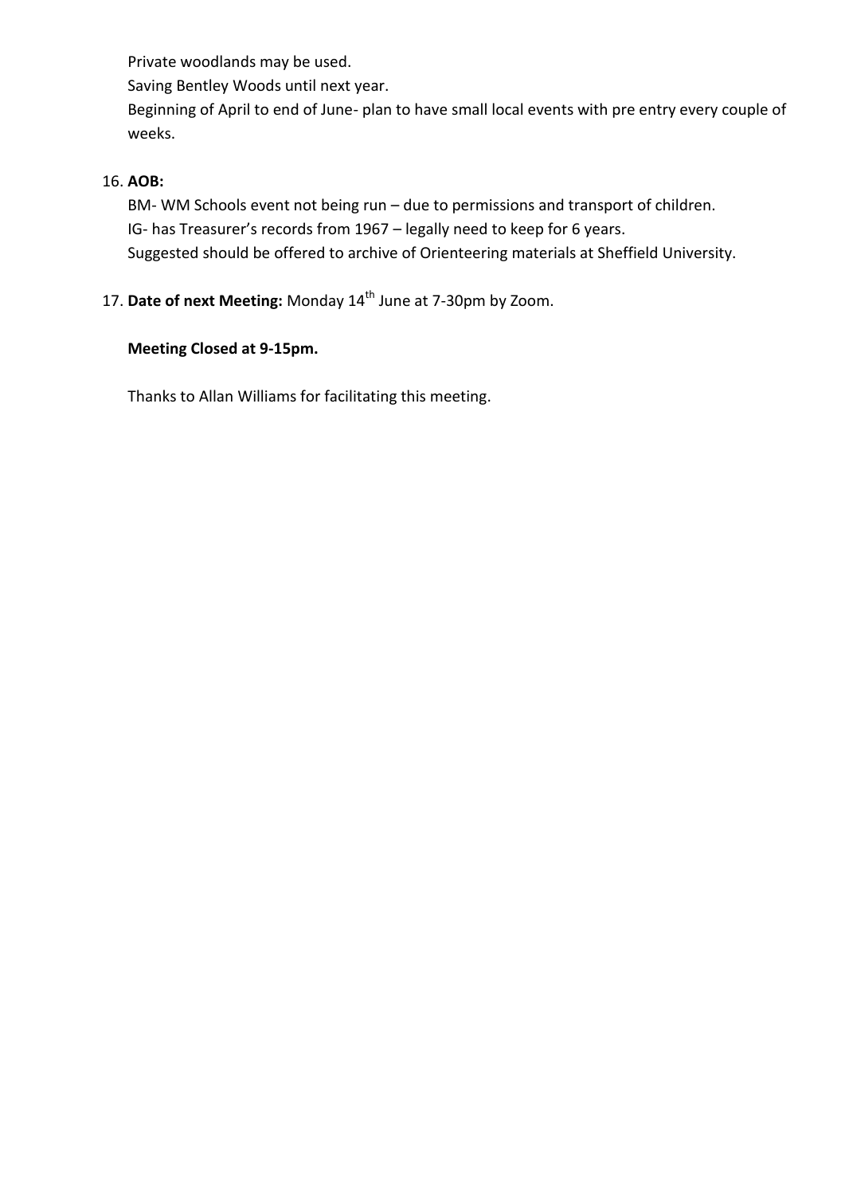Private woodlands may be used.
Saving Bentley Woods until next year.
Beginning of April to end of June- plan to have small local events with pre entry every couple of weeks.

16. **AOB:**
    BM- WM Schools event not being run – due to permissions and transport of children.
    IG- has Treasurer's records from 1967 – legally need to keep for 6 years.
    Suggested should be offered to archive of Orienteering materials at Sheffield University.

17. **Date of next Meeting:** Monday 14th June at 7-30pm by Zoom.

**Meeting Closed at 9-15pm.**

Thanks to Allan Williams for facilitating this meeting.